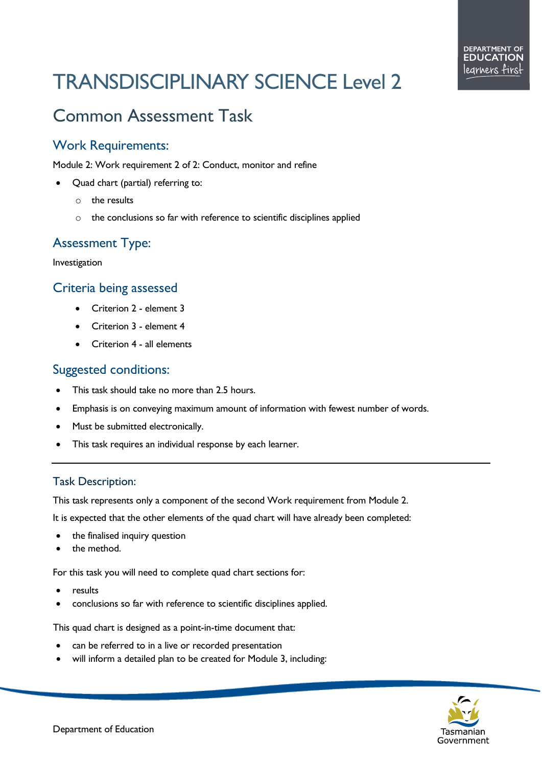# TRANSDISCIPLINARY SCIENCE Level 2

## Common Assessment Task

### Work Requirements:

Module 2: Work requirement 2 of 2: Conduct, monitor and refine

- Quad chart (partial) referring to:
    - the results
    - the conclusions so far with reference to scientific disciplines applied

### Assessment Type:

Investigation

### Criteria being assessed

- Criterion 2 - element 3
- Criterion 3 - element 4
- Criterion 4 - all elements

### Suggested conditions:

- This task should take no more than 2.5 hours.
- Emphasis is on conveying maximum amount of information with fewest number of words.
- Must be submitted electronically.
- This task requires an individual response by each learner.

---

### Task Description:

This task represents only a component of the second Work requirement from Module 2.

It is expected that the other elements of the quad chart will have already been completed:

- the finalised inquiry question
- the method.

For this task you will need to complete quad chart sections for:

- results
- conclusions so far with reference to scientific disciplines applied.

This quad chart is designed as a point-in-time document that:

- can be referred to in a live or recorded presentation
- will inform a detailed plan to be created for Module 3, including: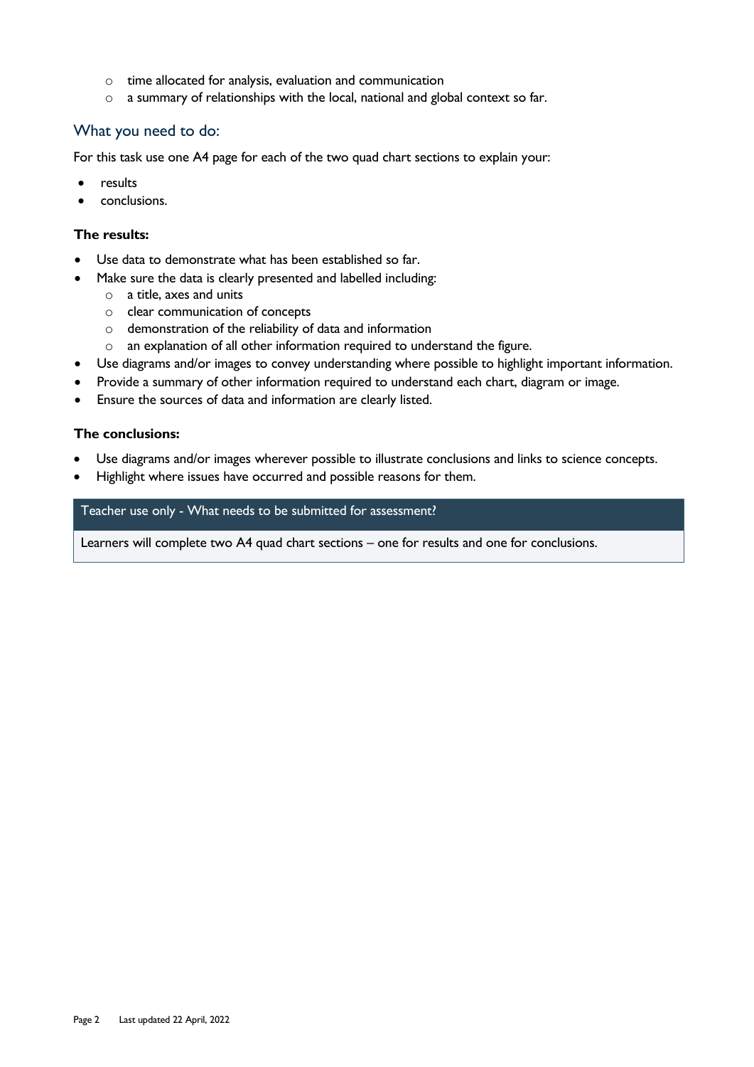- time allocated for analysis, evaluation and communication
  - a summary of relationships with the local, national and global context so far.

## What you need to do:

For this task use one A4 page for each of the two quad chart sections to explain your:

- results
- conclusions.

**The results:**

- Use data to demonstrate what has been established so far.
- Make sure the data is clearly presented and labelled including:
  - a title, axes and units
  - clear communication of concepts
  - demonstration of the reliability of data and information
  - an explanation of all other information required to understand the figure.
- Use diagrams and/or images to convey understanding where possible to highlight important information.
- Provide a summary of other information required to understand each chart, diagram or image.
- Ensure the sources of data and information are clearly listed.

**The conclusions:**

- Use diagrams and/or images wherever possible to illustrate conclusions and links to science concepts.
- Highlight where issues have occurred and possible reasons for them.

| Teacher use only - What needs to be submitted for assessment? |
| --- |
| Learners will complete two A4 quad chart sections – one for results and one for conclusions. |